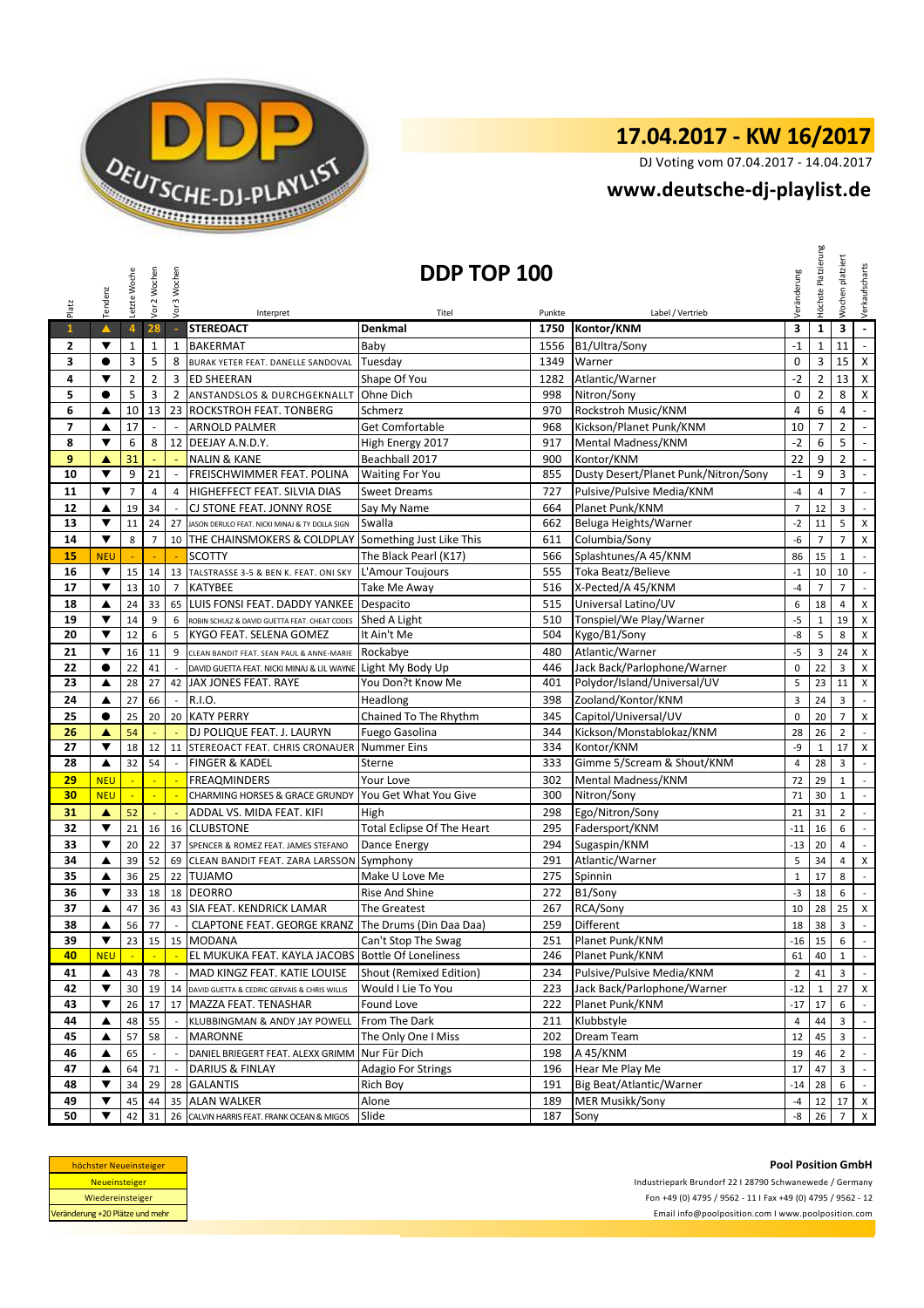# 17.04.2017 - KW 16/2017

DJ Voting vom 07.04.2017 - 14.04.2017

## www.deutsche-dj-playlist.de

## DDP TOP 100

| Platz | Tendenz | Letzte Woche | Vor 2 Wochen | Vor 3 Wochen | Interpret | Titel | Punkte | Label / Vertrieb | Veränderung | Höchste Platzierung | Wochen platziert | Verkaufscharts |
|---|---|---|---|---|---|---|---|---|---|---|---|---|
| 1 | ▲ | 4 | 28 | - | STEREOACT | Denkmal | 1750 | Kontor/KNM | 3 | 1 | 3 | - |
| 2 | ▼ | 1 | 1 | 1 | BAKERMAT | Baby | 1556 | B1/Ultra/Sony | -1 | 1 | 11 | - |
| 3 | ● | 3 | 5 | 8 | BURAK YETER FEAT. DANELLE SANDOVAL | Tuesday | 1349 | Warner | 0 | 3 | 15 | X |
| 4 | ▼ | 2 | 2 | 3 | ED SHEERAN | Shape Of You | 1282 | Atlantic/Warner | -2 | 2 | 13 | X |
| 5 | ● | 5 | 3 | 2 | ANSTANDSLOS & DURCHGEKNALLT | Ohne Dich | 998 | Nitron/Sony | 0 | 2 | 8 | X |
| 6 | ▲ | 10 | 13 | 23 | ROCKSTROH FEAT. TONBERG | Schmerz | 970 | Rockstroh Music/KNM | 4 | 6 | 4 | - |
| 7 | ▲ | 17 | - | - | ARNOLD PALMER | Get Comfortable | 968 | Kickson/Planet Punk/KNM | 10 | 7 | 2 | - |
| 8 | ▼ | 6 | 8 | 12 | DEEJAY A.N.D.Y. | High Energy 2017 | 917 | Mental Madness/KNM | -2 | 6 | 5 | - |
| 9 | ▲ | 31 | - | - | NALIN & KANE | Beachball 2017 | 900 | Kontor/KNM | 22 | 9 | 2 | - |
| 10 | ▼ | 9 | 21 | - | FREISCHWIMMER FEAT. POLINA | Waiting For You | 855 | Dusty Desert/Planet Punk/Nitron/Sony | -1 | 9 | 3 | - |
| 11 | ▼ | 7 | 4 | 4 | HIGHEFFECT FEAT. SILVIA DIAS | Sweet Dreams | 727 | Pulsive/Pulsive Media/KNM | -4 | 4 | 7 | - |
| 12 | ▲ | 19 | 34 | - | CJ STONE FEAT. JONNY ROSE | Say My Name | 664 | Planet Punk/KNM | 7 | 12 | 3 | - |
| 13 | ▼ | 11 | 24 | 27 | JASON DERULO FEAT. NICKI MINAJ & TY DOLLA $IGN | Swalla | 662 | Beluga Heights/Warner | -2 | 11 | 5 | X |
| 14 | ▼ | 8 | 7 | 10 | THE CHAINSMOKERS & COLDPLAY | Something Just Like This | 611 | Columbia/Sony | -6 | 7 | 7 | X |
| 15 | NEU | - | - | - | SCOTTY | The Black Pearl (K17) | 566 | Splashtunes/A 45/KNM | 86 | 15 | 1 | - |
| 16 | ▼ | 15 | 14 | 13 | TALSTRASSE 3-5 & BEN K. FEAT. ONI SKY | L'Amour Toujours | 555 | Toka Beatz/Believe | -1 | 10 | 10 | - |
| 17 | ▼ | 13 | 10 | 7 | KATYBEE | Take Me Away | 516 | X-Pected/A 45/KNM | -4 | 7 | 7 | - |
| 18 | ▲ | 24 | 33 | 65 | LUIS FONSI FEAT. DADDY YANKEE | Despacito | 515 | Universal Latino/UV | 6 | 18 | 4 | X |
| 19 | ▼ | 14 | 9 | 6 | ROBIN SCHULZ & DAVID GUETTA FEAT. CHEAT CODES | Shed A Light | 510 | Tonspiel/We Play/Warner | -5 | 1 | 19 | X |
| 20 | ▼ | 12 | 6 | 5 | KYGO FEAT. SELENA GOMEZ | It Ain't Me | 504 | Kygo/B1/Sony | -8 | 5 | 8 | X |
| 21 | ▼ | 16 | 11 | 9 | CLEAN BANDIT FEAT. SEAN PAUL & ANNE-MARIE | Rockabye | 480 | Atlantic/Warner | -5 | 3 | 24 | X |
| 22 | ● | 22 | 41 | - | DAVID GUETTA FEAT. NICKI MINAJ & LIL WAYNE | Light My Body Up | 446 | Jack Back/Parlophone/Warner | 0 | 22 | 3 | X |
| 23 | ▲ | 28 | 27 | 42 | JAX JONES FEAT. RAYE | You Don?t Know Me | 401 | Polydor/Island/Universal/UV | 5 | 23 | 11 | X |
| 24 | ▲ | 27 | 66 | - | R.I.O. | Headlong | 398 | Zooland/Kontor/KNM | 3 | 24 | 3 | - |
| 25 | ● | 25 | 20 | 20 | KATY PERRY | Chained To The Rhythm | 345 | Capitol/Universal/UV | 0 | 20 | 7 | X |
| 26 | ▲ | 54 | - | - | DJ POLIQUE FEAT. J. LAURYN | Fuego Gasolina | 344 | Kickson/Monstablokaz/KNM | 28 | 26 | 2 | - |
| 27 | ▼ | 18 | 12 | 11 | STEREOACT FEAT. CHRIS CRONAUER | Nummer Eins | 334 | Kontor/KNM | -9 | 1 | 17 | X |
| 28 | ▲ | 32 | 54 | - | FINGER & KADEL | Sterne | 333 | Gimme 5/Scream & Shout/KNM | 4 | 28 | 3 | - |
| 29 | NEU | - | - | - | FREAQMINDERS | Your Love | 302 | Mental Madness/KNM | 72 | 29 | 1 | - |
| 30 | NEU | - | - | - | CHARMING HORSES & GRACE GRUNDY | You Get What You Give | 300 | Nitron/Sony | 71 | 30 | 1 | - |
| 31 | ▲ | 52 | - | - | ADDAL VS. MIDA FEAT. KIFI | High | 298 | Ego/Nitron/Sony | 21 | 31 | 2 | - |
| 32 | ▼ | 21 | 16 | 16 | CLUBSTONE | Total Eclipse Of The Heart | 295 | Fadersport/KNM | -11 | 16 | 6 | - |
| 33 | ▼ | 20 | 22 | 37 | SPENCER & ROMEZ FEAT. JAMES STEFANO | Dance Energy | 294 | Sugaspin/KNM | -13 | 20 | 4 | - |
| 34 | ▲ | 39 | 52 | 69 | CLEAN BANDIT FEAT. ZARA LARSSON | Symphony | 291 | Atlantic/Warner | 5 | 34 | 4 | X |
| 35 | ▲ | 36 | 25 | 22 | TUJAMO | Make U Love Me | 275 | Spinnin | 1 | 17 | 8 | - |
| 36 | ▼ | 33 | 18 | 18 | DEORRO | Rise And Shine | 272 | B1/Sony | -3 | 18 | 6 | - |
| 37 | ▲ | 47 | 36 | 43 | SIA FEAT. KENDRICK LAMAR | The Greatest | 267 | RCA/Sony | 10 | 28 | 25 | X |
| 38 | ▲ | 56 | 77 | - | CLAPTONE FEAT. GEORGE KRANZ | The Drums (Din Daa Daa) | 259 | Different | 18 | 38 | 3 | - |
| 39 | ▼ | 23 | 15 | 15 | MODANA | Can't Stop The Swag | 251 | Planet Punk/KNM | -16 | 15 | 6 | - |
| 40 | NEU | - | - | - | EL MUKUKA FEAT. KAYLA JACOBS | Bottle Of Loneliness | 246 | Planet Punk/KNM | 61 | 40 | 1 | - |
| 41 | ▲ | 43 | 78 | - | MAD KINGZ FEAT. KATIE LOUISE | Shout (Remixed Edition) | 234 | Pulsive/Pulsive Media/KNM | 2 | 41 | 3 | - |
| 42 | ▼ | 30 | 19 | 14 | DAVID GUETTA & CEDRIC GERVAIS & CHRIS WILLIS | Would I Lie To You | 223 | Jack Back/Parlophone/Warner | -12 | 1 | 27 | X |
| 43 | ▼ | 26 | 17 | 17 | MAZZA FEAT. TENASHAR | Found Love | 222 | Planet Punk/KNM | -17 | 17 | 6 | - |
| 44 | ▲ | 48 | 55 | - | KLUBBINGMAN & ANDY JAY POWELL | From The Dark | 211 | Klubbstyle | 4 | 44 | 3 | - |
| 45 | ▲ | 57 | 58 | - | MARONNE | The Only One I Miss | 202 | Dream Team | 12 | 45 | 3 | - |
| 46 | ▲ | 65 | - | - | DANIEL BRIEGERT FEAT. ALEXX GRIMM | Nur Für Dich | 198 | A 45/KNM | 19 | 46 | 2 | - |
| 47 | ▲ | 64 | 71 | - | DARIUS & FINLAY | Adagio For Strings | 196 | Hear Me Play Me | 17 | 47 | 3 | - |
| 48 | ▼ | 34 | 29 | 28 | GALANTIS | Rich Boy | 191 | Big Beat/Atlantic/Warner | -14 | 28 | 6 | - |
| 49 | ▼ | 45 | 44 | 35 | ALAN WALKER | Alone | 189 | MER Musikk/Sony | -4 | 12 | 17 | X |
| 50 | ▼ | 42 | 31 | 26 | CALVIN HARRIS FEAT. FRANK OCEAN & MIGOS | Slide | 187 | Sony | -8 | 26 | 7 | X |

höchster Neueinsteiger
Neueinsteiger
Wiedereinsteiger
Veränderung +20 Plätze und mehr

**Pool Position GmbH**

Industriepark Brundorf 22 I 28790 Schwanewede / Germany

Fon +49 (0) 4795 / 9562 - 11 I Fax +49 (0) 4795 / 9562 - 12

Email info@poolposition.com I www.poolposition.com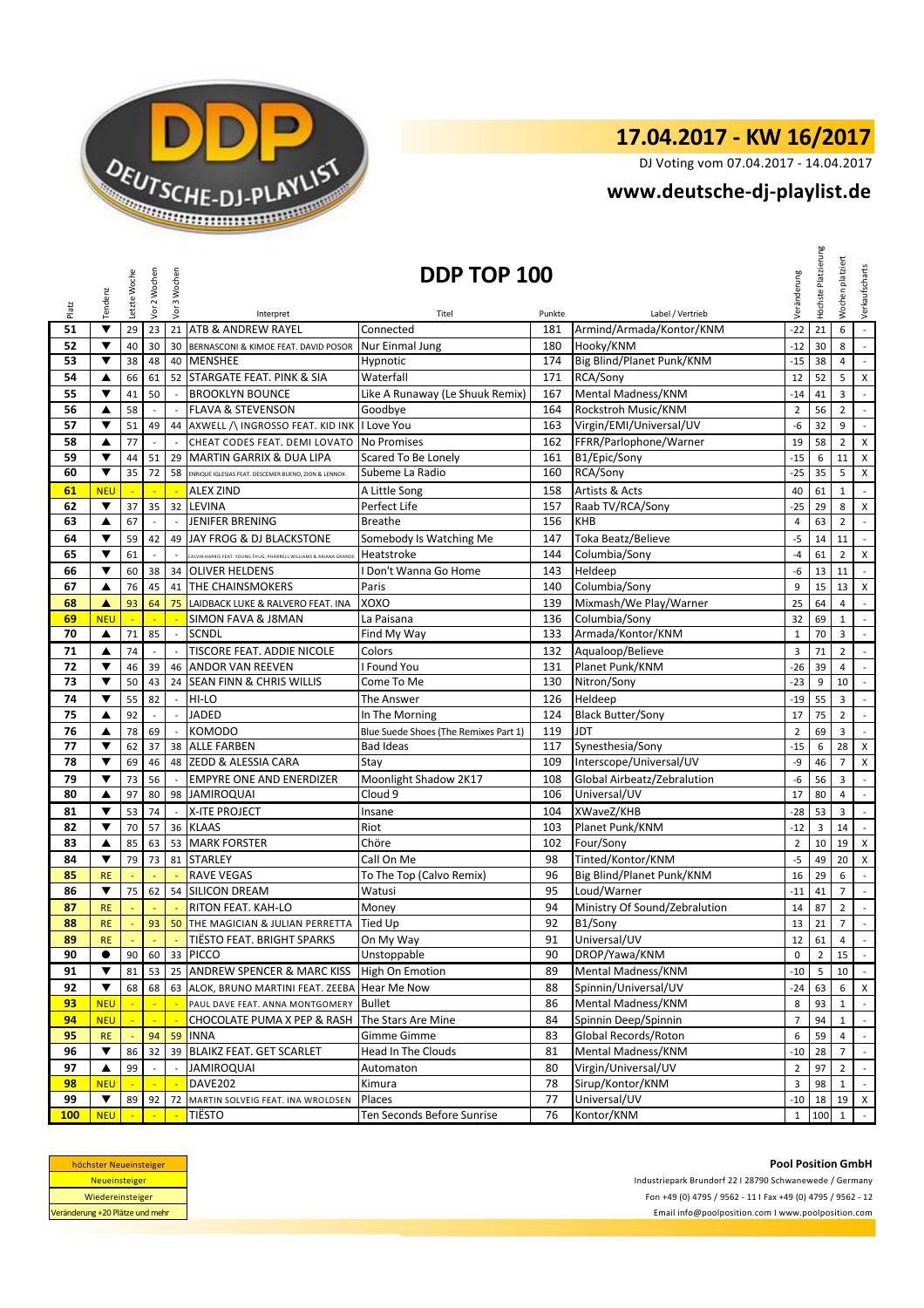# 17.04.2017 - KW 16/2017

DJ Voting vom 07.04.2017 - 14.04.2017

## www.deutsche-dj-playlist.de

## DDP TOP 100

| Platz | Tendenz | Letzte Woche | Vor 2 Wochen | Vor 3 Wochen | Interpret | Titel | Punkte | Label / Vertrieb | Veränderung | Höchste Platzierung | Wochen platziert | Verkaufscharts |
|---|---|---|---|---|---|---|---|---|---|---|---|---|
| 51 | ▼ | 29 | 23 | 21 | ATB & ANDREW RAYEL | Connected | 181 | Armind/Armada/Kontor/KNM | -22 | 21 | 6 | - |
| 52 | ▼ | 40 | 30 | 30 | BERNASCONI & KIMOE FEAT. DAVID POSOR | Nur Einmal Jung | 180 | Hooky/KNM | -12 | 30 | 8 | - |
| 53 | ▼ | 38 | 48 | 40 | MENSHEE | Hypnotic | 174 | Big Blind/Planet Punk/KNM | -15 | 38 | 4 | - |
| 54 | ▲ | 66 | 61 | 52 | STARGATE FEAT. PINK & SIA | Waterfall | 171 | RCA/Sony | 12 | 52 | 5 | X |
| 55 | ▼ | 41 | 50 | - | BROOKLYN BOUNCE | Like A Runaway (Le Shuuk Remix) | 167 | Mental Madness/KNM | -14 | 41 | 3 | - |
| 56 | ▲ | 58 | - | - | FLAVA & STEVENSON | Goodbye | 164 | Rockstroh Music/KNM | 2 | 56 | 2 | - |
| 57 | ▼ | 51 | 49 | 44 | AXWELL /\ INGROSSO FEAT. KID INK | I Love You | 163 | Virgin/EMI/Universal/UV | -6 | 32 | 9 | - |
| 58 | ▲ | 77 | - | - | CHEAT CODES FEAT. DEMI LOVATO | No Promises | 162 | FFRR/Parlophone/Warner | 19 | 58 | 2 | X |
| 59 | ▼ | 44 | 51 | 29 | MARTIN GARRIX & DUA LIPA | Scared To Be Lonely | 161 | B1/Epic/Sony | -15 | 6 | 11 | X |
| 60 | ▼ | 35 | 72 | 58 | ENRIQUE IGLESIAS FEAT. DESCEMER BUENO, ZION & LENNOX | Subeme La Radio | 160 | RCA/Sony | -25 | 35 | 5 | X |
| 61 | NEU | - | - | - | ALEX ZIND | A Little Song | 158 | Artists & Acts | 40 | 61 | 1 | - |
| 62 | ▼ | 37 | 35 | 32 | LEVINA | Perfect Life | 157 | Raab TV/RCA/Sony | -25 | 29 | 8 | X |
| 63 | ▲ | 67 | - | - | JENIFER BRENING | Breathe | 156 | KHB | 4 | 63 | 2 | - |
| 64 | ▼ | 59 | 42 | 49 | JAY FROG & DJ BLACKSTONE | Somebody Is Watching Me | 147 | Toka Beatz/Believe | -5 | 14 | 11 | - |
| 65 | ▼ | 61 | - | - | CALVIN HARRIS FEAT. YOUNG THUG, PHARRELL WILLIAMS & ARIANA GRANDE | Heatstroke | 144 | Columbia/Sony | -4 | 61 | 2 | X |
| 66 | ▼ | 60 | 38 | 34 | OLIVER HELDENS | I Don't Wanna Go Home | 143 | Heldeep | -6 | 13 | 11 | - |
| 67 | ▲ | 76 | 45 | 41 | THE CHAINSMOKERS | Paris | 140 | Columbia/Sony | 9 | 15 | 13 | X |
| 68 | ▲ | 93 | 64 | 75 | LAIDBACK LUKE & RALVERO FEAT. INA | XOXO | 139 | Mixmash/We Play/Warner | 25 | 64 | 4 | - |
| 69 | NEU | - | - | - | SIMON FAVA & J8MAN | La Paisana | 136 | Columbia/Sony | 32 | 69 | 1 | - |
| 70 | ▲ | 71 | 85 | - | SCNDL | Find My Way | 133 | Armada/Kontor/KNM | 1 | 70 | 3 | - |
| 71 | ▲ | 74 | - | - | TISCORE FEAT. ADDIE NICOLE | Colors | 132 | Aqualoop/Believe | 3 | 71 | 2 | - |
| 72 | ▼ | 46 | 39 | 46 | ANDOR VAN REEVEN | I Found You | 131 | Planet Punk/KNM | -26 | 39 | 4 | - |
| 73 | ▼ | 50 | 43 | 24 | SEAN FINN & CHRIS WILLIS | Come To Me | 130 | Nitron/Sony | -23 | 9 | 10 | - |
| 74 | ▼ | 55 | 82 | - | HI-LO | The Answer | 126 | Heldeep | -19 | 55 | 3 | - |
| 75 | ▲ | 92 | - | - | JADED | In The Morning | 124 | Black Butter/Sony | 17 | 75 | 2 | - |
| 76 | ▲ | 78 | 69 | - | KOMODO | Blue Suede Shoes (The Remixes Part 1) | 119 | JDT | 2 | 69 | 3 | - |
| 77 | ▼ | 62 | 37 | 38 | ALLE FARBEN | Bad Ideas | 117 | Synesthesia/Sony | -15 | 6 | 28 | X |
| 78 | ▼ | 69 | 46 | 48 | ZEDD & ALESSIA CARA | Stay | 109 | Interscope/Universal/UV | -9 | 46 | 7 | X |
| 79 | ▼ | 73 | 56 | - | EMPYRE ONE AND ENERDIZER | Moonlight Shadow 2K17 | 108 | Global Airbeatz/Zebralution | -6 | 56 | 3 | - |
| 80 | ▲ | 97 | 80 | 98 | JAMIROQUAI | Cloud 9 | 106 | Universal/UV | 17 | 80 | 4 | - |
| 81 | ▼ | 53 | 74 | - | X-ITE PROJECT | Insane | 104 | XWaveZ/KHB | -28 | 53 | 3 | - |
| 82 | ▼ | 70 | 57 | 36 | KLAAS | Riot | 103 | Planet Punk/KNM | -12 | 3 | 14 | - |
| 83 | ▲ | 85 | 63 | 53 | MARK FORSTER | Chöre | 102 | Four/Sony | 2 | 10 | 19 | X |
| 84 | ▼ | 79 | 73 | 81 | STARLEY | Call On Me | 98 | Tinted/Kontor/KNM | -5 | 49 | 20 | X |
| 85 | RE | - | - | - | RAVE VEGAS | To The Top (Calvo Remix) | 96 | Big Blind/Planet Punk/KNM | 16 | 29 | 6 | - |
| 86 | ▼ | 75 | 62 | 54 | SILICON DREAM | Watusi | 95 | Loud/Warner | -11 | 41 | 7 | - |
| 87 | RE | - | - | - | RITON FEAT. KAH-LO | Money | 94 | Ministry Of Sound/Zebralution | 14 | 87 | 2 | - |
| 88 | RE | - | 93 | 50 | THE MAGICIAN & JULIAN PERRETTA | Tied Up | 92 | B1/Sony | 13 | 21 | 7 | - |
| 89 | RE | - | - | - | TIËSTO FEAT. BRIGHT SPARKS | On My Way | 91 | Universal/UV | 12 | 61 | 4 | - |
| 90 | ● | 90 | 60 | 33 | PICCO | Unstoppable | 90 | DROP/Yawa/KNM | 0 | 2 | 15 | - |
| 91 | ▼ | 81 | 53 | 25 | ANDREW SPENCER & MARC KISS | High On Emotion | 89 | Mental Madness/KNM | -10 | 5 | 10 | - |
| 92 | ▼ | 68 | 68 | 63 | ALOK, BRUNO MARTINI FEAT. ZEEBA | Hear Me Now | 88 | Spinnin/Universal/UV | -24 | 63 | 6 | X |
| 93 | NEU | - | - | - | PAUL DAVE FEAT. ANNA MONTGOMERY | Bullet | 86 | Mental Madness/KNM | 8 | 93 | 1 | - |
| 94 | NEU | - | - | - | CHOCOLATE PUMA X PEP & RASH | The Stars Are Mine | 84 | Spinnin Deep/Spinnin | 7 | 94 | 1 | - |
| 95 | RE | - | 94 | 59 | INNA | Gimme Gimme | 83 | Global Records/Roton | 6 | 59 | 4 | - |
| 96 | ▼ | 86 | 32 | 39 | BLAIKZ FEAT. GET SCARLET | Head In The Clouds | 81 | Mental Madness/KNM | -10 | 28 | 7 | - |
| 97 | ▲ | 99 | - | - | JAMIROQUAI | Automaton | 80 | Virgin/Universal/UV | 2 | 97 | 2 | - |
| 98 | NEU | - | - | - | DAVE202 | Kimura | 78 | Sirup/Kontor/KNM | 3 | 98 | 1 | - |
| 99 | ▼ | 89 | 92 | 72 | MARTIN SOLVEIG FEAT. INA WROLDSEN | Places | 77 | Universal/UV | -10 | 18 | 19 | X |
| 100 | NEU | - | - | - | TIËSTO | Ten Seconds Before Sunrise | 76 | Kontor/KNM | 1 | 100 | 1 | - |

höchster Neueinsteiger
Neueinsteiger
Wiedereinsteiger
Veränderung +20 Plätze und mehr

**Pool Position GmbH**
Industriepark Brundorf 22 I 28790 Schwanewede / Germany
Fon +49 (0) 4795 / 9562 - 11 I Fax +49 (0) 4795 / 9562 - 12
Email info@poolposition.com I www.poolposition.com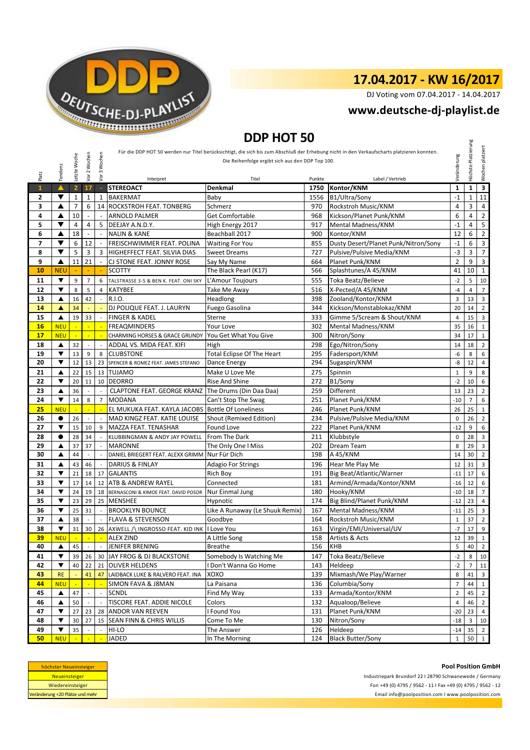# 17.04.2017 - KW 16/2017

DJ Voting vom 07.04.2017 - 14.04.2017

**www.deutsche-dj-playlist.de**

## DDP HOT 50

Für die DDP HOT 50 werden nur Titel berücksichtigt, die sich bis zum Abschluß der Erhebung nicht in den Verkaufscharts platzieren konnten.
Die Reihenfolge ergibt sich aus den DDP Top 100.

| Platz | Tendenz | Letzte Woche | Vor 2 Wochen | Vor 3 Wochen | Interpret | Titel | Punkte | Label / Vertrieb | Veränderung | Höchste Platzierung | Wochen platziert |
|---|---|---|---|---|---|---|---|---|---|---|---|
| 1 | ▲ | 2 | 17 | - | STEREOACT | Denkmal | 1750 | Kontor/KNM | 1 | 1 | 3 |
| 2 | ▼ | 1 | 1 | 1 | BAKERMAT | Baby | 1556 | B1/Ultra/Sony | -1 | 1 | 11 |
| 3 | ▲ | 7 | 6 | 14 | ROCKSTROH FEAT. TONBERG | Schmerz | 970 | Rockstroh Music/KNM | 4 | 3 | 4 |
| 4 | ▲ | 10 | - | - | ARNOLD PALMER | Get Comfortable | 968 | Kickson/Planet Punk/KNM | 6 | 4 | 2 |
| 5 | ▼ | 4 | 4 | 5 | DEEJAY A.N.D.Y. | High Energy 2017 | 917 | Mental Madness/KNM | -1 | 4 | 5 |
| 6 | ▲ | 18 | - | - | NALIN & KANE | Beachball 2017 | 900 | Kontor/KNM | 12 | 6 | 2 |
| 7 | ▼ | 6 | 12 | - | FREISCHWIMMER FEAT. POLINA | Waiting For You | 855 | Dusty Desert/Planet Punk/Nitron/Sony | -1 | 6 | 3 |
| 8 | ▼ | 5 | 3 | 3 | HIGHEFFECT FEAT. SILVIA DIAS | Sweet Dreams | 727 | Pulsive/Pulsive Media/KNM | -3 | 3 | 7 |
| 9 | ▲ | 11 | 21 | - | CJ STONE FEAT. JONNY ROSE | Say My Name | 664 | Planet Punk/KNM | 2 | 9 | 3 |
| 10 | NEU | - | - | - | SCOTTY | The Black Pearl (K17) | 566 | Splashtunes/A 45/KNM | 41 | 10 | 1 |
| 11 | ▼ | 9 | 7 | 6 | TALSTRASSE 3-5 & BEN K. FEAT. ONI SKY | L'Amour Toujours | 555 | Toka Beatz/Believe | -2 | 5 | 10 |
| 12 | ▼ | 8 | 5 | 4 | KATYBEE | Take Me Away | 516 | X-Pected/A 45/KNM | -4 | 4 | 7 |
| 13 | ▲ | 16 | 42 | - | R.I.O. | Headlong | 398 | Zooland/Kontor/KNM | 3 | 13 | 3 |
| 14 | ▲ | 34 | - | - | DJ POLIQUE FEAT. J. LAURYN | Fuego Gasolina | 344 | Kickson/Monstablokaz/KNM | 20 | 14 | 2 |
| 15 | ▲ | 19 | 33 | - | FINGER & KADEL | Sterne | 333 | Gimme 5/Scream & Shout/KNM | 4 | 15 | 3 |
| 16 | NEU | - | - | - | FREAQMINDERS | Your Love | 302 | Mental Madness/KNM | 35 | 16 | 1 |
| 17 | NEU | - | - | - | CHARMING HORSES & GRACE GRUNDY | You Get What You Give | 300 | Nitron/Sony | 34 | 17 | 1 |
| 18 | ▲ | 32 | - | - | ADDAL VS. MIDA FEAT. KIFI | High | 298 | Ego/Nitron/Sony | 14 | 18 | 2 |
| 19 | ▼ | 13 | 9 | 8 | CLUBSTONE | Total Eclipse Of The Heart | 295 | Fadersport/KNM | -6 | 8 | 6 |
| 20 | ▼ | 12 | 13 | 23 | SPENCER & ROMEZ FEAT. JAMES STEFANO | Dance Energy | 294 | Sugaspin/KNM | -8 | 12 | 4 |
| 21 | ▲ | 22 | 15 | 13 | TUJAMO | Make U Love Me | 275 | Spinnin | 1 | 9 | 8 |
| 22 | ▼ | 20 | 11 | 10 | DEORRO | Rise And Shine | 272 | B1/Sony | -2 | 10 | 6 |
| 23 | ▲ | 36 | - | - | CLAPTONE FEAT. GEORGE KRANZ | The Drums (Din Daa Daa) | 259 | Different | 13 | 23 | 2 |
| 24 | ▼ | 14 | 8 | 7 | MODANA | Can't Stop The Swag | 251 | Planet Punk/KNM | -10 | 7 | 6 |
| 25 | NEU | - | - | - | EL MUKUKA FEAT. KAYLA JACOBS | Bottle Of Loneliness | 246 | Planet Punk/KNM | 26 | 25 | 1 |
| 26 | ● | 26 | - | - | MAD KINGZ FEAT. KATIE LOUISE | Shout (Remixed Edition) | 234 | Pulsive/Pulsive Media/KNM | 0 | 26 | 2 |
| 27 | ▼ | 15 | 10 | 9 | MAZZA FEAT. TENASHAR | Found Love | 222 | Planet Punk/KNM | -12 | 9 | 6 |
| 28 | ● | 28 | 34 | - | KLUBBINGMAN & ANDY JAY POWELL | From The Dark | 211 | Klubbstyle | 0 | 28 | 3 |
| 29 | ▲ | 37 | 37 | - | MARONNE | The Only One I Miss | 202 | Dream Team | 8 | 29 | 3 |
| 30 | ▲ | 44 | - | - | DANIEL BRIEGERT FEAT. ALEXX GRIMM | Nur Für Dich | 198 | A 45/KNM | 14 | 30 | 2 |
| 31 | ▲ | 43 | 46 | - | DARIUS & FINLAY | Adagio For Strings | 196 | Hear Me Play Me | 12 | 31 | 3 |
| 32 | ▼ | 21 | 18 | 17 | GALANTIS | Rich Boy | 191 | Big Beat/Atlantic/Warner | -11 | 17 | 6 |
| 33 | ▼ | 17 | 14 | 12 | ATB & ANDREW RAYEL | Connected | 181 | Armind/Armada/Kontor/KNM | -16 | 12 | 6 |
| 34 | ▼ | 24 | 19 | 18 | BERNASCONI & KIMOE FEAT. DAVID POSOR | Nur Einmal Jung | 180 | Hooky/KNM | -10 | 18 | 7 |
| 35 | ▼ | 23 | 29 | 25 | MENSHEE | Hypnotic | 174 | Big Blind/Planet Punk/KNM | -12 | 23 | 4 |
| 36 | ▼ | 25 | 31 | - | BROOKLYN BOUNCE | Like A Runaway (Le Shuuk Remix) | 167 | Mental Madness/KNM | -11 | 25 | 3 |
| 37 | ▲ | 38 | - | - | FLAVA & STEVENSON | Goodbye | 164 | Rockstroh Music/KNM | 1 | 37 | 2 |
| 38 | ▼ | 31 | 30 | 26 | AXWELL /\ INGROSSO FEAT. KID INK | I Love You | 163 | Virgin/EMI/Universal/UV | -7 | 17 | 9 |
| 39 | NEU | - | - | - | ALEX ZIND | A Little Song | 158 | Artists & Acts | 12 | 39 | 1 |
| 40 | ▲ | 45 | - | - | JENIFER BRENING | Breathe | 156 | KHB | 5 | 40 | 2 |
| 41 | ▼ | 39 | 26 | 30 | JAY FROG & DJ BLACKSTONE | Somebody Is Watching Me | 147 | Toka Beatz/Believe | -2 | 8 | 10 |
| 42 | ▼ | 40 | 22 | 21 | OLIVER HELDENS | I Don't Wanna Go Home | 143 | Heldeep | -2 | 7 | 11 |
| 43 | RE | - | 41 | 47 | LAIDBACK LUKE & RALVERO FEAT. INA | XOXO | 139 | Mixmash/We Play/Warner | 8 | 41 | 3 |
| 44 | NEU | - | - | - | SIMON FAVA & J8MAN | La Paisana | 136 | Columbia/Sony | 7 | 44 | 1 |
| 45 | ▲ | 47 | - | - | SCNDL | Find My Way | 133 | Armada/Kontor/KNM | 2 | 45 | 2 |
| 46 | ▲ | 50 | - | - | TISCORE FEAT. ADDIE NICOLE | Colors | 132 | Aqualoop/Believe | 4 | 46 | 2 |
| 47 | ▼ | 27 | 23 | 28 | ANDOR VAN REEVEN | I Found You | 131 | Planet Punk/KNM | -20 | 23 | 4 |
| 48 | ▼ | 30 | 27 | 15 | SEAN FINN & CHRIS WILLIS | Come To Me | 130 | Nitron/Sony | -18 | 3 | 10 |
| 49 | ▼ | 35 | - | - | HI-LO | The Answer | 126 | Heldeep | -14 | 35 | 2 |
| 50 | NEU | - | - | - | JADED | In The Morning | 124 | Black Butter/Sony | 1 | 50 | 1 |

höchster Neueinsteiger
Neueinsteiger
Wiedereinsteiger
Veränderung +20 Plätze und mehr

**Pool Position GmbH**
Industriepark Brundorf 22 I 28790 Schwanewede / Germany
Fon +49 (0) 4795 / 9562 - 11 I Fax +49 (0) 4795 / 9562 - 12
Email info@poolposition.com I www.poolposition.com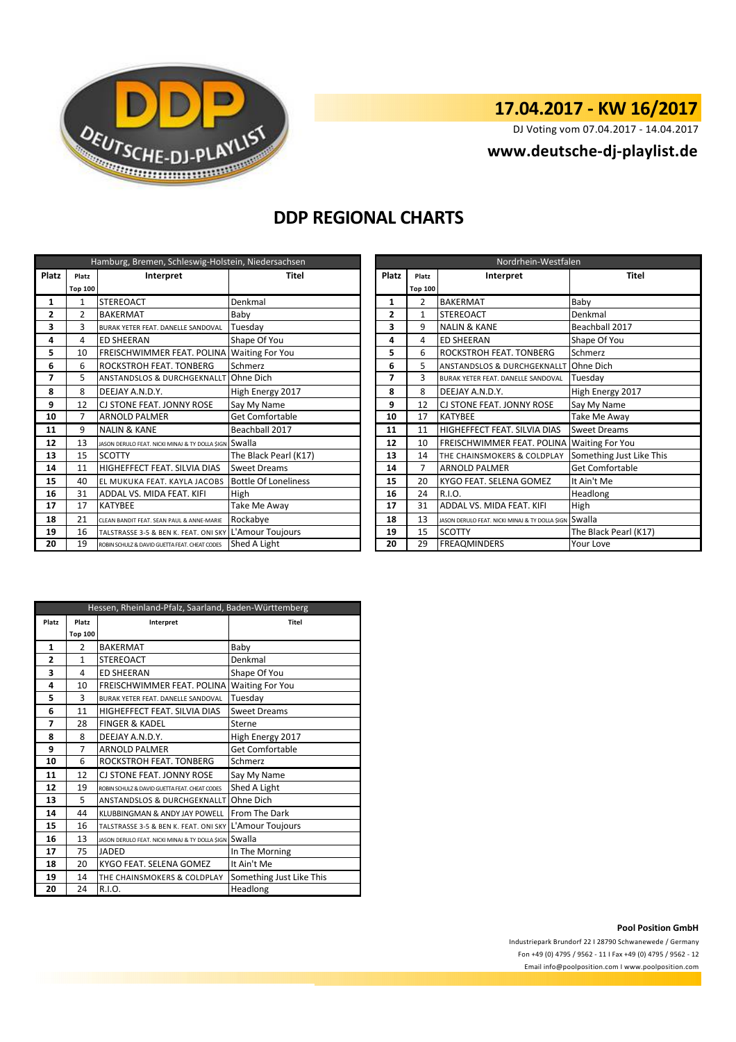# 17.04.2017 - KW 16/2017

DJ Voting vom 07.04.2017 - 14.04.2017

**www.deutsche-dj-playlist.de**

## DDP REGIONAL CHARTS

| Hamburg, Bremen, Schleswig-Holstein, Niedersachsen | | | |
|---|---|---|---|
| Platz | Platz Top 100 | Interpret | Titel |
| 1 | 1 | STEREOACT | Denkmal |
| 2 | 2 | BAKERMAT | Baby |
| 3 | 3 | BURAK YETER FEAT. DANELLE SANDOVAL | Tuesday |
| 4 | 4 | ED SHEERAN | Shape Of You |
| 5 | 10 | FREISCHWIMMER FEAT. POLINA | Waiting For You |
| 6 | 6 | ROCKSTROH FEAT. TONBERG | Schmerz |
| 7 | 5 | ANSTANDSLOS & DURCHGEKNALLT | Ohne Dich |
| 8 | 8 | DEEJAY A.N.D.Y. | High Energy 2017 |
| 9 | 12 | CJ STONE FEAT. JONNY ROSE | Say My Name |
| 10 | 7 | ARNOLD PALMER | Get Comfortable |
| 11 | 9 | NALIN & KANE | Beachball 2017 |
| 12 | 13 | JASON DERULO FEAT. NICKI MINAJ & TY DOLLA $IGN | Swalla |
| 13 | 15 | SCOTTY | The Black Pearl (K17) |
| 14 | 11 | HIGHEFFECT FEAT. SILVIA DIAS | Sweet Dreams |
| 15 | 40 | EL MUKUKA FEAT. KAYLA JACOBS | Bottle Of Loneliness |
| 16 | 31 | ADDAL VS. MIDA FEAT. KIFI | High |
| 17 | 17 | KATYBEE | Take Me Away |
| 18 | 21 | CLEAN BANDIT FEAT. SEAN PAUL & ANNE-MARIE | Rockabye |
| 19 | 16 | TALSTRASSE 3-5 & BEN K. FEAT. ONI SKY | L'Amour Toujours |
| 20 | 19 | ROBIN SCHULZ & DAVID GUETTA FEAT. CHEAT CODES | Shed A Light |

| Nordrhein-Westfalen | | | |
|---|---|---|---|
| Platz | Platz Top 100 | Interpret | Titel |
| 1 | 2 | BAKERMAT | Baby |
| 2 | 1 | STEREOACT | Denkmal |
| 3 | 9 | NALIN & KANE | Beachball 2017 |
| 4 | 4 | ED SHEERAN | Shape Of You |
| 5 | 6 | ROCKSTROH FEAT. TONBERG | Schmerz |
| 6 | 5 | ANSTANDSLOS & DURCHGEKNALLT | Ohne Dich |
| 7 | 3 | BURAK YETER FEAT. DANELLE SANDOVAL | Tuesday |
| 8 | 8 | DEEJAY A.N.D.Y. | High Energy 2017 |
| 9 | 12 | CJ STONE FEAT. JONNY ROSE | Say My Name |
| 10 | 17 | KATYBEE | Take Me Away |
| 11 | 11 | HIGHEFFECT FEAT. SILVIA DIAS | Sweet Dreams |
| 12 | 10 | FREISCHWIMMER FEAT. POLINA | Waiting For You |
| 13 | 14 | THE CHAINSMOKERS & COLDPLAY | Something Just Like This |
| 14 | 7 | ARNOLD PALMER | Get Comfortable |
| 15 | 20 | KYGO FEAT. SELENA GOMEZ | It Ain't Me |
| 16 | 24 | R.I.O. | Headlong |
| 17 | 31 | ADDAL VS. MIDA FEAT. KIFI | High |
| 18 | 13 | JASON DERULO FEAT. NICKI MINAJ & TY DOLLA $IGN | Swalla |
| 19 | 15 | SCOTTY | The Black Pearl (K17) |
| 20 | 29 | FREAQMINDERS | Your Love |

| Hessen, Rheinland-Pfalz, Saarland, Baden-Württemberg | | | |
|---|---|---|---|
| Platz | Platz Top 100 | Interpret | Titel |
| 1 | 2 | BAKERMAT | Baby |
| 2 | 1 | STEREOACT | Denkmal |
| 3 | 4 | ED SHEERAN | Shape Of You |
| 4 | 10 | FREISCHWIMMER FEAT. POLINA | Waiting For You |
| 5 | 3 | BURAK YETER FEAT. DANELLE SANDOVAL | Tuesday |
| 6 | 11 | HIGHEFFECT FEAT. SILVIA DIAS | Sweet Dreams |
| 7 | 28 | FINGER & KADEL | Sterne |
| 8 | 8 | DEEJAY A.N.D.Y. | High Energy 2017 |
| 9 | 7 | ARNOLD PALMER | Get Comfortable |
| 10 | 6 | ROCKSTROH FEAT. TONBERG | Schmerz |
| 11 | 12 | CJ STONE FEAT. JONNY ROSE | Say My Name |
| 12 | 19 | ROBIN SCHULZ & DAVID GUETTA FEAT. CHEAT CODES | Shed A Light |
| 13 | 5 | ANSTANDSLOS & DURCHGEKNALLT | Ohne Dich |
| 14 | 44 | KLUBBINGMAN & ANDY JAY POWELL | From The Dark |
| 15 | 16 | TALSTRASSE 3-5 & BEN K. FEAT. ONI SKY | L'Amour Toujours |
| 16 | 13 | JASON DERULO FEAT. NICKI MINAJ & TY DOLLA $IGN | Swalla |
| 17 | 75 | JADED | In The Morning |
| 18 | 20 | KYGO FEAT. SELENA GOMEZ | It Ain't Me |
| 19 | 14 | THE CHAINSMOKERS & COLDPLAY | Something Just Like This |
| 20 | 24 | R.I.O. | Headlong |

**Pool Position GmbH**

Industriepark Brundorf 22 I 28790 Schwanewede / Germany

Fon +49 (0) 4795 / 9562 - 11 I Fax +49 (0) 4795 / 9562 - 12

Email info@poolposition.com I www.poolposition.com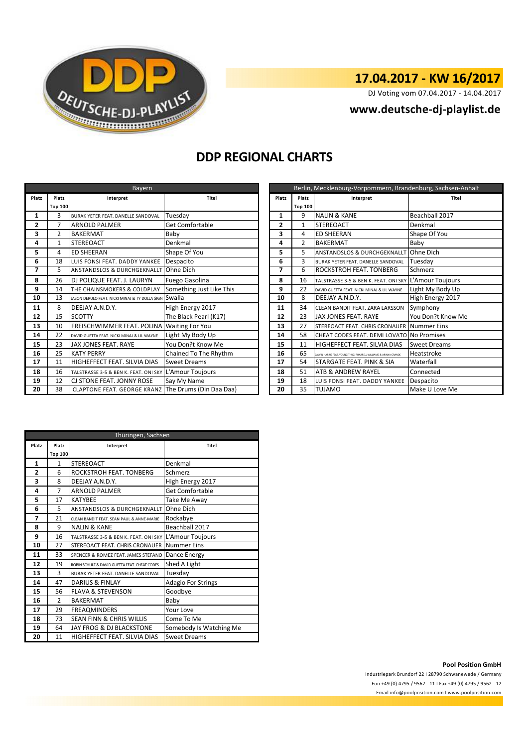# 17.04.2017 - KW 16/2017

DJ Voting vom 07.04.2017 - 14.04.2017

**www.deutsche-dj-playlist.de**

## DDP REGIONAL CHARTS

| Bayern | | | |
|---|---|---|---|
| **Platz** | **Platz Top 100** | **Interpret** | **Titel** |
| 1 | 3 | BURAK YETER FEAT. DANELLE SANDOVAL | Tuesday |
| 2 | 7 | ARNOLD PALMER | Get Comfortable |
| 3 | 2 | BAKERMAT | Baby |
| 4 | 1 | STEREOACT | Denkmal |
| 5 | 4 | ED SHEERAN | Shape Of You |
| 6 | 18 | LUIS FONSI FEAT. DADDY YANKEE | Despacito |
| 7 | 5 | ANSTANDSLOS & DURCHGEKNALLT | Ohne Dich |
| 8 | 26 | DJ POLIQUE FEAT. J. LAURYN | Fuego Gasolina |
| 9 | 14 | THE CHAINSMOKERS & COLDPLAY | Something Just Like This |
| 10 | 13 | JASON DERULO FEAT. NICKI MINAJ & TY DOLLA $IGN | Swalla |
| 11 | 8 | DEEJAY A.N.D.Y. | High Energy 2017 |
| 12 | 15 | SCOTTY | The Black Pearl (K17) |
| 13 | 10 | FREISCHWIMMER FEAT. POLINA | Waiting For You |
| 14 | 22 | DAVID GUETTA FEAT. NICKI MINAJ & LIL WAYNE | Light My Body Up |
| 15 | 23 | JAX JONES FEAT. RAYE | You Don?t Know Me |
| 16 | 25 | KATY PERRY | Chained To The Rhythm |
| 17 | 11 | HIGHEFFECT FEAT. SILVIA DIAS | Sweet Dreams |
| 18 | 16 | TALSTRASSE 3-5 & BEN K. FEAT. ONI SKY | L'Amour Toujours |
| 19 | 12 | CJ STONE FEAT. JONNY ROSE | Say My Name |
| 20 | 38 | CLAPTONE FEAT. GEORGE KRANZ | The Drums (Din Daa Daa) |

| Berlin, Mecklenburg-Vorpommern, Brandenburg, Sachsen-Anhalt | | | |
|---|---|---|---|
| **Platz** | **Platz Top 100** | **Interpret** | **Titel** |
| 1 | 9 | NALIN & KANE | Beachball 2017 |
| 2 | 1 | STEREOACT | Denkmal |
| 3 | 4 | ED SHEERAN | Shape Of You |
| 4 | 2 | BAKERMAT | Baby |
| 5 | 5 | ANSTANDSLOS & DURCHGEKNALLT | Ohne Dich |
| 6 | 3 | BURAK YETER FEAT. DANELLE SANDOVAL | Tuesday |
| 7 | 6 | ROCKSTROH FEAT. TONBERG | Schmerz |
| 8 | 16 | TALSTRASSE 3-5 & BEN K. FEAT. ONI SKY | L'Amour Toujours |
| 9 | 22 | DAVID GUETTA FEAT. NICKI MINAJ & LIL WAYNE | Light My Body Up |
| 10 | 8 | DEEJAY A.N.D.Y. | High Energy 2017 |
| 11 | 34 | CLEAN BANDIT FEAT. ZARA LARSSON | Symphony |
| 12 | 23 | JAX JONES FEAT. RAYE | You Don?t Know Me |
| 13 | 27 | STEREOACT FEAT. CHRIS CRONAUER | Nummer Eins |
| 14 | 58 | CHEAT CODES FEAT. DEMI LOVATO | No Promises |
| 15 | 11 | HIGHEFFECT FEAT. SILVIA DIAS | Sweet Dreams |
| 16 | 65 | CALVIN HARRIS FEAT. YOUNG THUG, PHARRELL WILLIAMS & ARIANA GRANDE | Heatstroke |
| 17 | 54 | STARGATE FEAT. PINK & SIA | Waterfall |
| 18 | 51 | ATB & ANDREW RAYEL | Connected |
| 19 | 18 | LUIS FONSI FEAT. DADDY YANKEE | Despacito |
| 20 | 35 | TUJAMO | Make U Love Me |

| Thüringen, Sachsen | | | |
|---|---|---|---|
| **Platz** | **Platz Top 100** | **Interpret** | **Titel** |
| 1 | 1 | STEREOACT | Denkmal |
| 2 | 6 | ROCKSTROH FEAT. TONBERG | Schmerz |
| 3 | 8 | DEEJAY A.N.D.Y. | High Energy 2017 |
| 4 | 7 | ARNOLD PALMER | Get Comfortable |
| 5 | 17 | KATYBEE | Take Me Away |
| 6 | 5 | ANSTANDSLOS & DURCHGEKNALLT | Ohne Dich |
| 7 | 21 | CLEAN BANDIT FEAT. SEAN PAUL & ANNE-MARIE | Rockabye |
| 8 | 9 | NALIN & KANE | Beachball 2017 |
| 9 | 16 | TALSTRASSE 3-5 & BEN K. FEAT. ONI SKY | L'Amour Toujours |
| 10 | 27 | STEREOACT FEAT. CHRIS CRONAUER | Nummer Eins |
| 11 | 33 | SPENCER & ROMEZ FEAT. JAMES STEFANO | Dance Energy |
| 12 | 19 | ROBIN SCHULZ & DAVID GUETTA FEAT. CHEAT CODES | Shed A Light |
| 13 | 3 | BURAK YETER FEAT. DANELLE SANDOVAL | Tuesday |
| 14 | 47 | DARIUS & FINLAY | Adagio For Strings |
| 15 | 56 | FLAVA & STEVENSON | Goodbye |
| 16 | 2 | BAKERMAT | Baby |
| 17 | 29 | FREAQMINDERS | Your Love |
| 18 | 73 | SEAN FINN & CHRIS WILLIS | Come To Me |
| 19 | 64 | JAY FROG & DJ BLACKSTONE | Somebody Is Watching Me |
| 20 | 11 | HIGHEFFECT FEAT. SILVIA DIAS | Sweet Dreams |

**Pool Position GmbH**

Industriepark Brundorf 22 I 28790 Schwanewede / Germany

Fon +49 (0) 4795 / 9562 - 11 I Fax +49 (0) 4795 / 9562 - 12

Email info@poolposition.com I www.poolposition.com